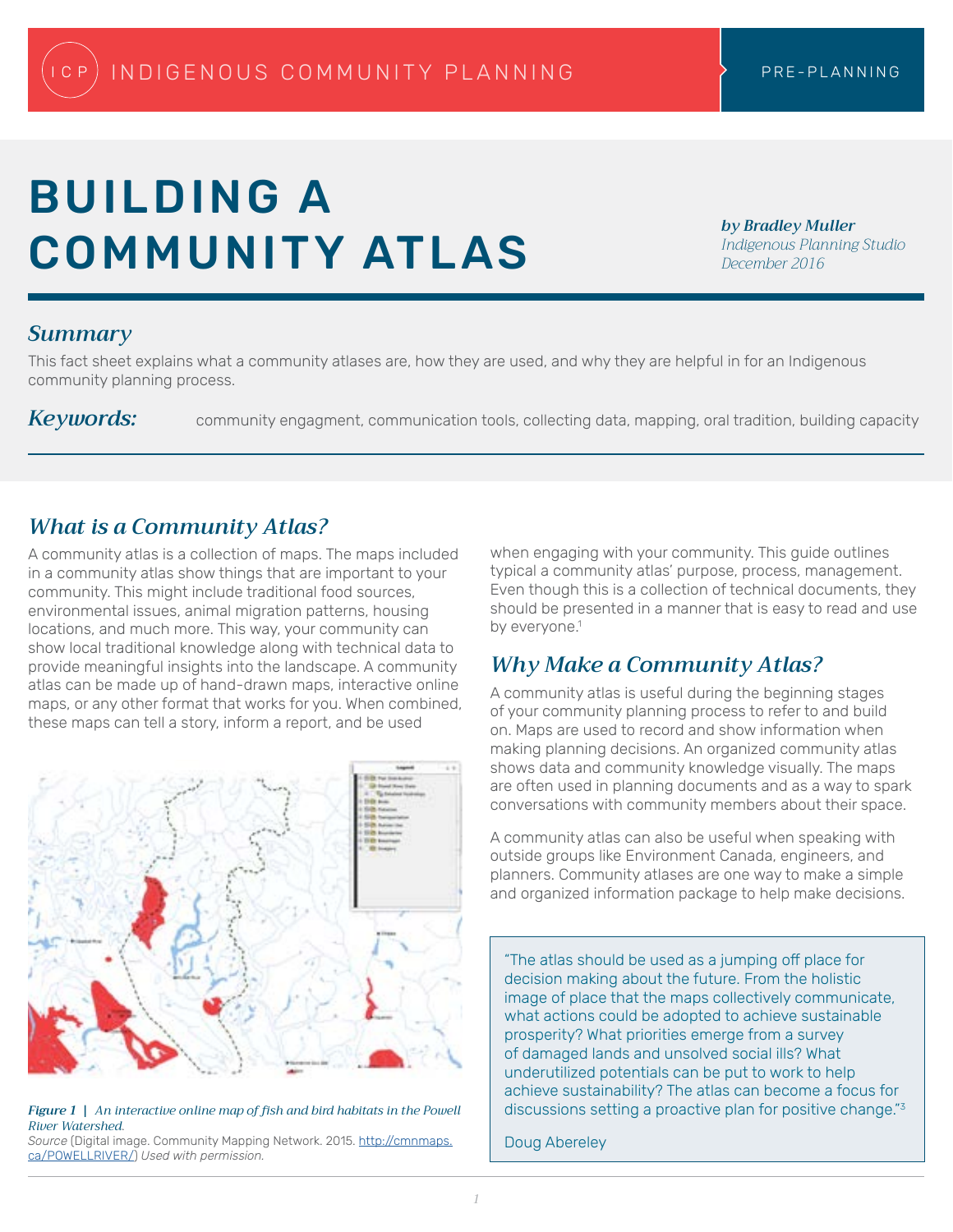INDIGENOUS COMMUNITY PLANNING — PRE-PLANNING

# BUILDING A COMMUNITY ATLAS

***by Bradley Muller***
*Indigenous Planning Studio*
*December 2016*

## *Summary*

This fact sheet explains what a community atlases are, how they are used, and why they are helpful in for an Indigenous community planning process.

***Keywords:*** community engagment, communication tools, collecting data, mapping, oral tradition, building capacity

## *What is a Community Atlas?*

A community atlas is a collection of maps. The maps included in a community atlas show things that are important to your community. This might include traditional food sources, environmental issues, animal migration patterns, housing locations, and much more. This way, your community can show local traditional knowledge along with technical data to provide meaningful insights into the landscape. A community atlas can be made up of hand-drawn maps, interactive online maps, or any other format that works for you. When combined, these maps can tell a story, inform a report, and be used when engaging with your community. This guide outlines typical a community atlas' purpose, process, management. Even though this is a collection of technical documents, they should be presented in a manner that is easy to read and use by everyone.[1]

***Figure 1*** **|** *An interactive online map of fish and bird habitats in the Powell River Watershed.*
*Source* (Digital image. Community Mapping Network. 2015. http://cmnmaps.ca/POWELLRIVER/) *Used with permission.*

## *Why Make a Community Atlas?*

A community atlas is useful during the beginning stages of your community planning process to refer to and build on. Maps are used to record and show information when making planning decisions. An organized community atlas shows data and community knowledge visually. The maps are often used in planning documents and as a way to spark conversations with community members about their space.

A community atlas can also be useful when speaking with outside groups like Environment Canada, engineers, and planners. Community atlases are one way to make a simple and organized information package to help make decisions.

> "The atlas should be used as a jumping off place for decision making about the future. From the holistic image of place that the maps collectively communicate, what actions could be adopted to achieve sustainable prosperity? What priorities emerge from a survey of damaged lands and unsolved social ills? What underutilized potentials can be put to work to help achieve sustainability? The atlas can become a focus for discussions setting a proactive plan for positive change."[3]
>
> Doug Abereley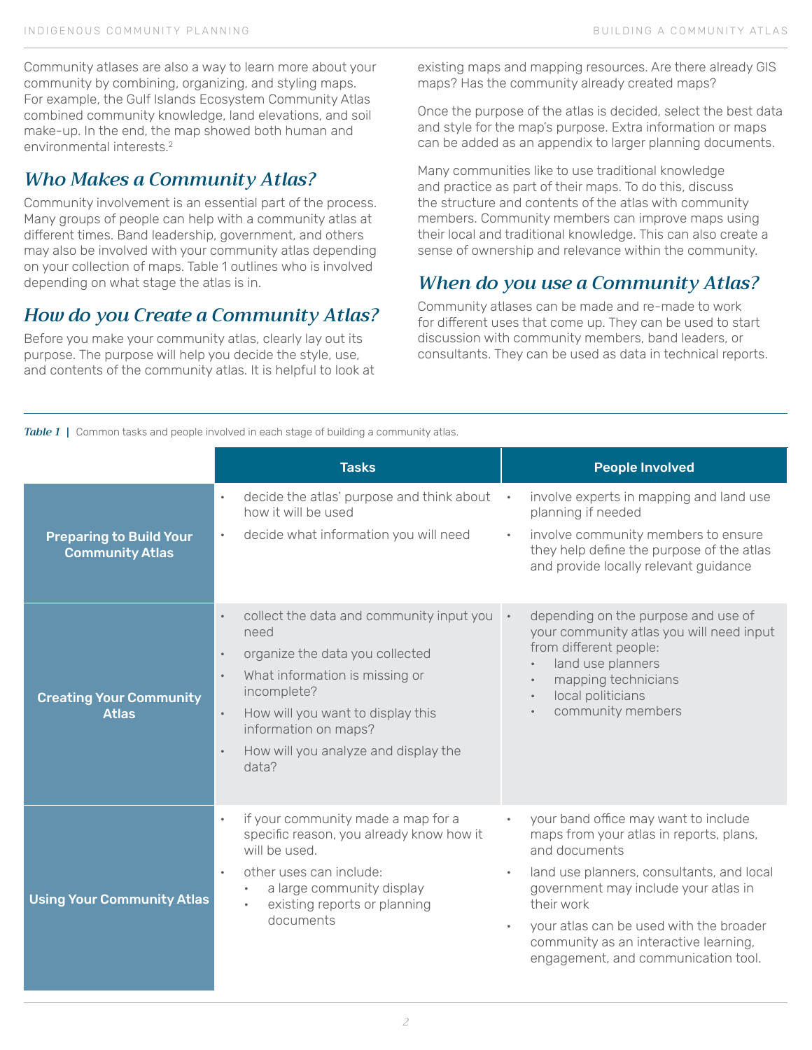Community atlases are also a way to learn more about your community by combining, organizing, and styling maps. For example, the Gulf Islands Ecosystem Community Atlas combined community knowledge, land elevations, and soil make-up. In the end, the map showed both human and environmental interests.[2]

## *Who Makes a Community Atlas?*

Community involvement is an essential part of the process. Many groups of people can help with a community atlas at different times. Band leadership, government, and others may also be involved with your community atlas depending on your collection of maps. Table 1 outlines who is involved depending on what stage the atlas is in.

## *How do you Create a Community Atlas?*

Before you make your community atlas, clearly lay out its purpose. The purpose will help you decide the style, use, and contents of the community atlas. It is helpful to look at existing maps and mapping resources. Are there already GIS maps? Has the community already created maps?

Once the purpose of the atlas is decided, select the best data and style for the map's purpose. Extra information or maps can be added as an appendix to larger planning documents.

Many communities like to use traditional knowledge and practice as part of their maps. To do this, discuss the structure and contents of the atlas with community members. Community members can improve maps using their local and traditional knowledge. This can also create a sense of ownership and relevance within the community.

## *When do you use a Community Atlas?*

Community atlases can be made and re-made to work for different uses that come up. They can be used to start discussion with community members, band leaders, or consultants. They can be used as data in technical reports.

*Table 1* | Common tasks and people involved in each stage of building a community atlas.

| | Tasks | People Involved |
|---|---|---|
| **Preparing to Build Your Community Atlas** | • decide the atlas' purpose and think about how it will be used<br>• decide what information you will need | • involve experts in mapping and land use planning if needed<br>• involve community members to ensure they help define the purpose of the atlas and provide locally relevant guidance |
| **Creating Your Community Atlas** | • collect the data and community input you need<br>• organize the data you collected<br>• What information is missing or incomplete?<br>• How will you want to display this information on maps?<br>• How will you analyze and display the data? | • depending on the purpose and use of your community atlas you will need input from different people:<br>  ◦ land use planners<br>  ◦ mapping technicians<br>  ◦ local politicians<br>  ◦ community members |
| **Using Your Community Atlas** | • if your community made a map for a specific reason, you already know how it will be used.<br>• other uses can include:<br>  ◦ a large community display<br>  ◦ existing reports or planning documents | • your band office may want to include maps from your atlas in reports, plans, and documents<br>• land use planners, consultants, and local government may include your atlas in their work<br>• your atlas can be used with the broader community as an interactive learning, engagement, and communication tool. |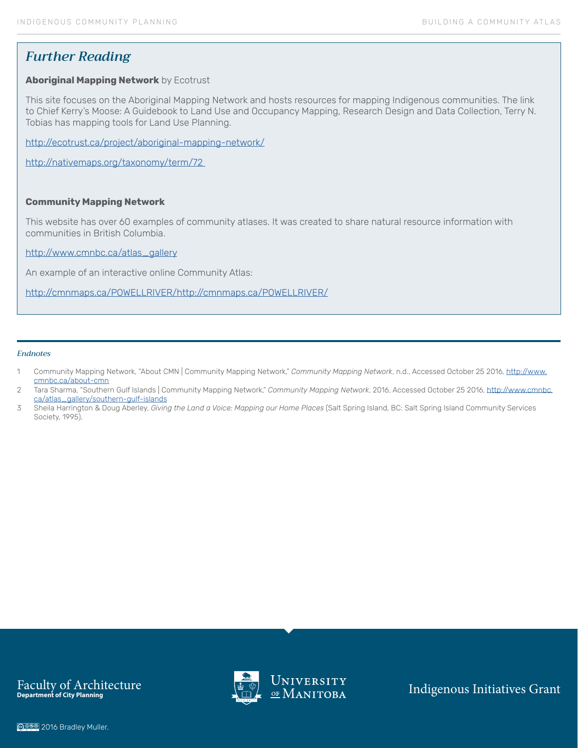## *Further Reading*

**Aboriginal Mapping Network** by Ecotrust

This site focuses on the Aboriginal Mapping Network and hosts resources for mapping Indigenous communities. The link to Chief Kerry's Moose: A Guidebook to Land Use and Occupancy Mapping, Research Design and Data Collection, Terry N. Tobias has mapping tools for Land Use Planning.

http://ecotrust.ca/project/aboriginal-mapping-network/

http://nativemaps.org/taxonomy/term/72

**Community Mapping Network**

This website has over 60 examples of community atlases. It was created to share natural resource information with communities in British Columbia.

http://www.cmnbc.ca/atlas_gallery

An example of an interactive online Community Atlas:

http://cmnmaps.ca/POWELLRIVER/http://cmnmaps.ca/POWELLRIVER/

*Endnotes*

1. Community Mapping Network, "About CMN | Community Mapping Network," *Community Mapping Network*, n.d., Accessed October 25 2016, http://www.cmnbc.ca/about-cmn
2. Tara Sharma, "Southern Gulf Islands | Community Mapping Network," *Community Mapping Network*, 2016, Accessed October 25 2016, http://www.cmnbc.ca/atlas_gallery/southern-gulf-islands
3. Sheila Harrington & Doug Aberley, *Giving the Land a Voice: Mapping our Home Places* (Salt Spring Island, BC: Salt Spring Island Community Services Society, 1995).

Faculty of Architecture
**Department of City Planning**

University of Manitoba

Indigenous Initiatives Grant

2016 Bradley Muller.